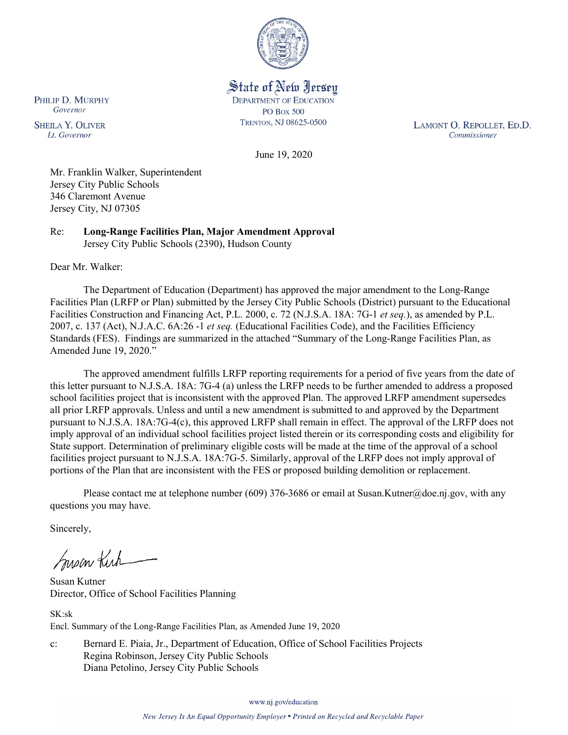State of New Jersey
DEPARTMENT OF EDUCATION
PO Box 500
TRENTON, NJ 08625-0500

PHILIP D. MURPHY
*Governor*

SHEILA Y. OLIVER
*Lt. Governor*

LAMONT O. REPOLLET, ED.D.
*Commissioner*

June 19, 2020

Mr. Franklin Walker, Superintendent
Jersey City Public Schools
346 Claremont Avenue
Jersey City, NJ 07305

Re: **Long-Range Facilities Plan, Major Amendment Approval**
Jersey City Public Schools (2390), Hudson County

Dear Mr. Walker:

The Department of Education (Department) has approved the major amendment to the Long-Range Facilities Plan (LRFP or Plan) submitted by the Jersey City Public Schools (District) pursuant to the Educational Facilities Construction and Financing Act, P.L. 2000, c. 72 (N.J.S.A. 18A: 7G-1 *et seq.*), as amended by P.L. 2007, c. 137 (Act), N.J.A.C. 6A:26 -1 *et seq.* (Educational Facilities Code), and the Facilities Efficiency Standards (FES). Findings are summarized in the attached "Summary of the Long-Range Facilities Plan, as Amended June 19, 2020."

The approved amendment fulfills LRFP reporting requirements for a period of five years from the date of this letter pursuant to N.J.S.A. 18A: 7G-4 (a) unless the LRFP needs to be further amended to address a proposed school facilities project that is inconsistent with the approved Plan. The approved LRFP amendment supersedes all prior LRFP approvals. Unless and until a new amendment is submitted to and approved by the Department pursuant to N.J.S.A. 18A:7G-4(c), this approved LRFP shall remain in effect. The approval of the LRFP does not imply approval of an individual school facilities project listed therein or its corresponding costs and eligibility for State support. Determination of preliminary eligible costs will be made at the time of the approval of a school facilities project pursuant to N.J.S.A. 18A:7G-5. Similarly, approval of the LRFP does not imply approval of portions of the Plan that are inconsistent with the FES or proposed building demolition or replacement.

Please contact me at telephone number (609) 376-3686 or email at Susan.Kutner@doe.nj.gov, with any questions you may have.

Sincerely,

Susan Kutner
Director, Office of School Facilities Planning

SK:sk
Encl. Summary of the Long-Range Facilities Plan, as Amended June 19, 2020

c: Bernard E. Piaia, Jr., Department of Education, Office of School Facilities Projects
Regina Robinson, Jersey City Public Schools
Diana Petolino, Jersey City Public Schools

www.nj.gov/education

*New Jersey Is An Equal Opportunity Employer • Printed on Recycled and Recyclable Paper*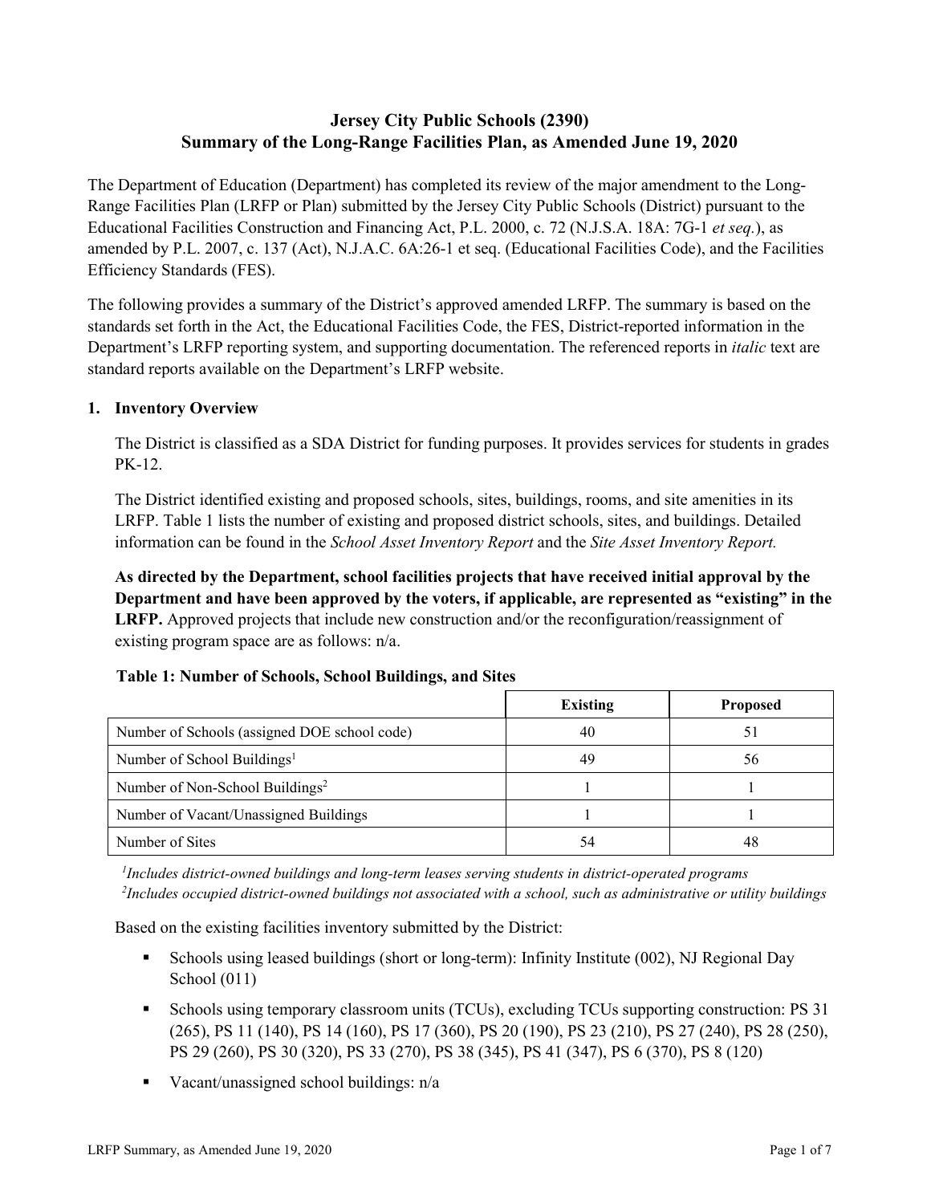# Jersey City Public Schools (2390)
# Summary of the Long-Range Facilities Plan, as Amended June 19, 2020

The Department of Education (Department) has completed its review of the major amendment to the Long-Range Facilities Plan (LRFP or Plan) submitted by the Jersey City Public Schools (District) pursuant to the Educational Facilities Construction and Financing Act, P.L. 2000, c. 72 (N.J.S.A. 18A: 7G-1 *et seq.*), as amended by P.L. 2007, c. 137 (Act), N.J.A.C. 6A:26-1 et seq. (Educational Facilities Code), and the Facilities Efficiency Standards (FES).

The following provides a summary of the District's approved amended LRFP. The summary is based on the standards set forth in the Act, the Educational Facilities Code, the FES, District-reported information in the Department's LRFP reporting system, and supporting documentation. The referenced reports in *italic* text are standard reports available on the Department's LRFP website.

## 1. Inventory Overview

The District is classified as a SDA District for funding purposes. It provides services for students in grades PK-12.

The District identified existing and proposed schools, sites, buildings, rooms, and site amenities in its LRFP. Table 1 lists the number of existing and proposed district schools, sites, and buildings. Detailed information can be found in the *School Asset Inventory Report* and the *Site Asset Inventory Report.*

**As directed by the Department, school facilities projects that have received initial approval by the Department and have been approved by the voters, if applicable, are represented as "existing" in the LRFP.** Approved projects that include new construction and/or the reconfiguration/reassignment of existing program space are as follows: n/a.

**Table 1: Number of Schools, School Buildings, and Sites**

| | Existing | Proposed |
|---|---|---|
| Number of Schools (assigned DOE school code) | 40 | 51 |
| Number of School Buildings[1] | 49 | 56 |
| Number of Non-School Buildings[2] | 1 | 1 |
| Number of Vacant/Unassigned Buildings | 1 | 1 |
| Number of Sites | 54 | 48 |

*[1]Includes district-owned buildings and long-term leases serving students in district-operated programs*
*[2]Includes occupied district-owned buildings not associated with a school, such as administrative or utility buildings*

Based on the existing facilities inventory submitted by the District:

- Schools using leased buildings (short or long-term): Infinity Institute (002), NJ Regional Day School (011)
- Schools using temporary classroom units (TCUs), excluding TCUs supporting construction: PS 31 (265), PS 11 (140), PS 14 (160), PS 17 (360), PS 20 (190), PS 23 (210), PS 27 (240), PS 28 (250), PS 29 (260), PS 30 (320), PS 33 (270), PS 38 (345), PS 41 (347), PS 6 (370), PS 8 (120)
- Vacant/unassigned school buildings: n/a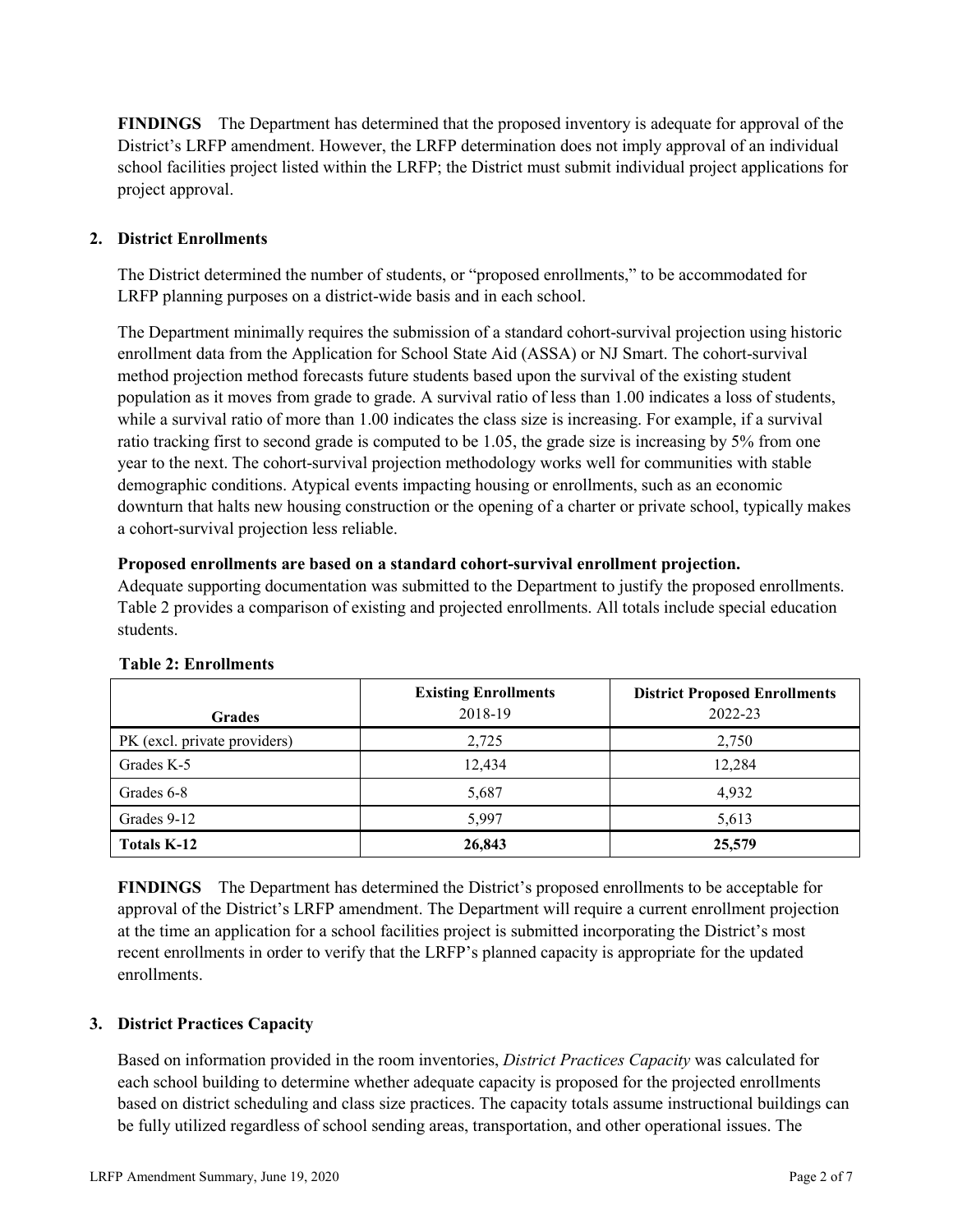**FINDINGS** The Department has determined that the proposed inventory is adequate for approval of the District's LRFP amendment. However, the LRFP determination does not imply approval of an individual school facilities project listed within the LRFP; the District must submit individual project applications for project approval.

## 2. District Enrollments

The District determined the number of students, or "proposed enrollments," to be accommodated for LRFP planning purposes on a district-wide basis and in each school.

The Department minimally requires the submission of a standard cohort-survival projection using historic enrollment data from the Application for School State Aid (ASSA) or NJ Smart. The cohort-survival method projection method forecasts future students based upon the survival of the existing student population as it moves from grade to grade. A survival ratio of less than 1.00 indicates a loss of students, while a survival ratio of more than 1.00 indicates the class size is increasing. For example, if a survival ratio tracking first to second grade is computed to be 1.05, the grade size is increasing by 5% from one year to the next. The cohort-survival projection methodology works well for communities with stable demographic conditions. Atypical events impacting housing or enrollments, such as an economic downturn that halts new housing construction or the opening of a charter or private school, typically makes a cohort-survival projection less reliable.

**Proposed enrollments are based on a standard cohort-survival enrollment projection.**
Adequate supporting documentation was submitted to the Department to justify the proposed enrollments. Table 2 provides a comparison of existing and projected enrollments. All totals include special education students.

**Table 2: Enrollments**

| Grades | Existing Enrollments 2018-19 | District Proposed Enrollments 2022-23 |
|---|---|---|
| PK (excl. private providers) | 2,725 | 2,750 |
| Grades K-5 | 12,434 | 12,284 |
| Grades 6-8 | 5,687 | 4,932 |
| Grades 9-12 | 5,997 | 5,613 |
| **Totals K-12** | **26,843** | **25,579** |

**FINDINGS** The Department has determined the District's proposed enrollments to be acceptable for approval of the District's LRFP amendment. The Department will require a current enrollment projection at the time an application for a school facilities project is submitted incorporating the District's most recent enrollments in order to verify that the LRFP's planned capacity is appropriate for the updated enrollments.

## 3. District Practices Capacity

Based on information provided in the room inventories, *District Practices Capacity* was calculated for each school building to determine whether adequate capacity is proposed for the projected enrollments based on district scheduling and class size practices. The capacity totals assume instructional buildings can be fully utilized regardless of school sending areas, transportation, and other operational issues. The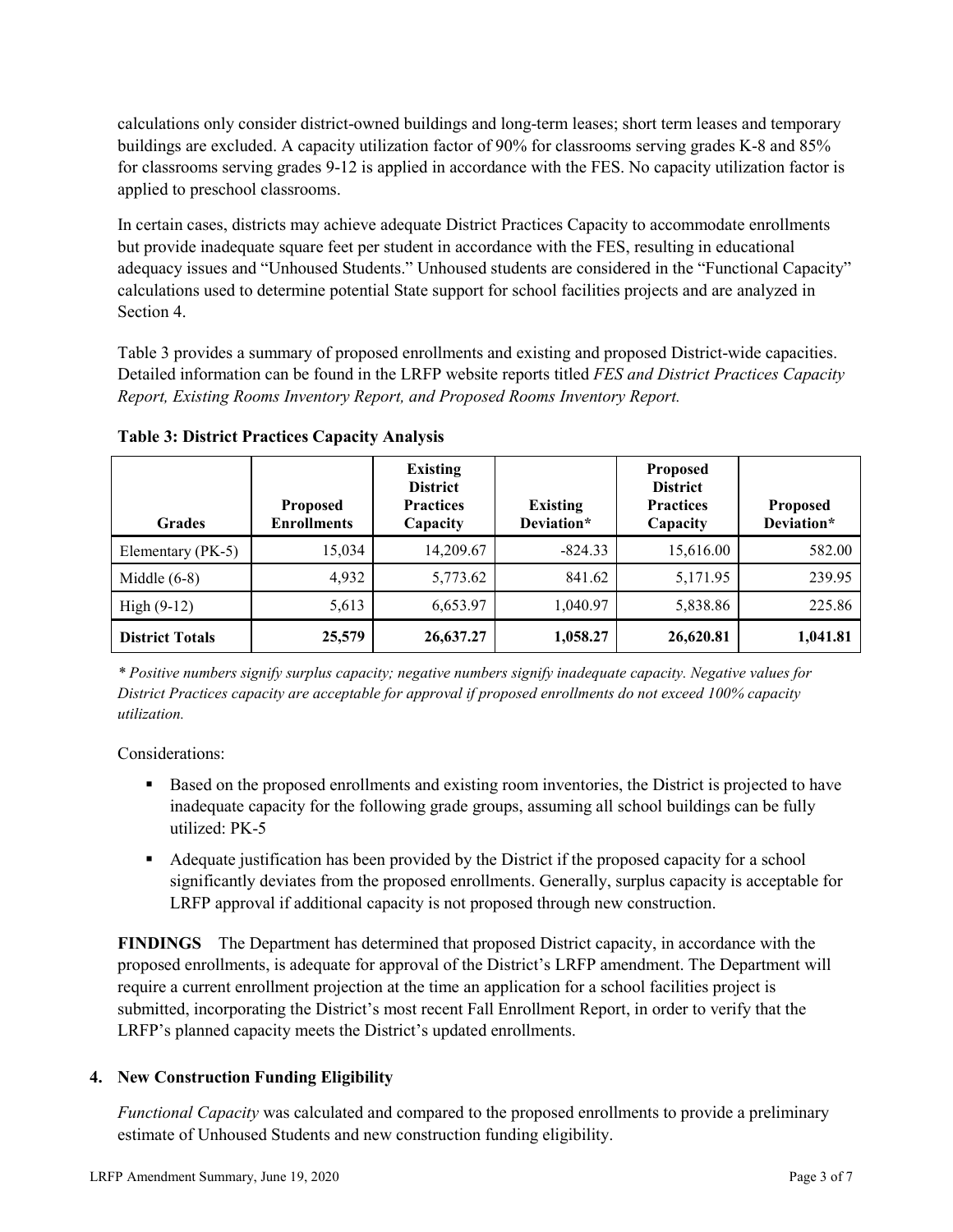calculations only consider district-owned buildings and long-term leases; short term leases and temporary buildings are excluded. A capacity utilization factor of 90% for classrooms serving grades K-8 and 85% for classrooms serving grades 9-12 is applied in accordance with the FES. No capacity utilization factor is applied to preschool classrooms.

In certain cases, districts may achieve adequate District Practices Capacity to accommodate enrollments but provide inadequate square feet per student in accordance with the FES, resulting in educational adequacy issues and "Unhoused Students." Unhoused students are considered in the "Functional Capacity" calculations used to determine potential State support for school facilities projects and are analyzed in Section 4.

Table 3 provides a summary of proposed enrollments and existing and proposed District-wide capacities. Detailed information can be found in the LRFP website reports titled *FES and District Practices Capacity Report, Existing Rooms Inventory Report, and Proposed Rooms Inventory Report.*

**Table 3: District Practices Capacity Analysis**

| Grades | Proposed Enrollments | Existing District Practices Capacity | Existing Deviation* | Proposed District Practices Capacity | Proposed Deviation* |
|---|---|---|---|---|---|
| Elementary (PK-5) | 15,034 | 14,209.67 | -824.33 | 15,616.00 | 582.00 |
| Middle (6-8) | 4,932 | 5,773.62 | 841.62 | 5,171.95 | 239.95 |
| High (9-12) | 5,613 | 6,653.97 | 1,040.97 | 5,838.86 | 225.86 |
| **District Totals** | **25,579** | **26,637.27** | **1,058.27** | **26,620.81** | **1,041.81** |

*\* Positive numbers signify surplus capacity; negative numbers signify inadequate capacity. Negative values for District Practices capacity are acceptable for approval if proposed enrollments do not exceed 100% capacity utilization.*

Considerations:

- Based on the proposed enrollments and existing room inventories, the District is projected to have inadequate capacity for the following grade groups, assuming all school buildings can be fully utilized: PK-5
- Adequate justification has been provided by the District if the proposed capacity for a school significantly deviates from the proposed enrollments. Generally, surplus capacity is acceptable for LRFP approval if additional capacity is not proposed through new construction.

**FINDINGS** The Department has determined that proposed District capacity, in accordance with the proposed enrollments, is adequate for approval of the District's LRFP amendment. The Department will require a current enrollment projection at the time an application for a school facilities project is submitted, incorporating the District's most recent Fall Enrollment Report, in order to verify that the LRFP's planned capacity meets the District's updated enrollments.

## 4. New Construction Funding Eligibility

*Functional Capacity* was calculated and compared to the proposed enrollments to provide a preliminary estimate of Unhoused Students and new construction funding eligibility.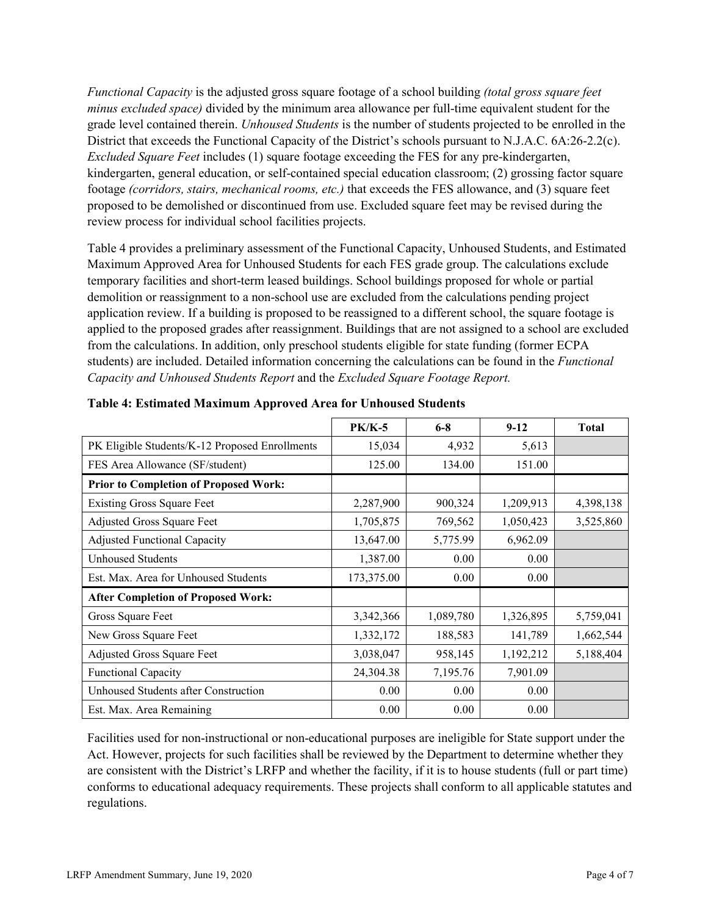*Functional Capacity* is the adjusted gross square footage of a school building *(total gross square feet minus excluded space)* divided by the minimum area allowance per full-time equivalent student for the grade level contained therein. *Unhoused Students* is the number of students projected to be enrolled in the District that exceeds the Functional Capacity of the District's schools pursuant to N.J.A.C. 6A:26-2.2(c). *Excluded Square Feet* includes (1) square footage exceeding the FES for any pre-kindergarten, kindergarten, general education, or self-contained special education classroom; (2) grossing factor square footage *(corridors, stairs, mechanical rooms, etc.)* that exceeds the FES allowance, and (3) square feet proposed to be demolished or discontinued from use. Excluded square feet may be revised during the review process for individual school facilities projects.

Table 4 provides a preliminary assessment of the Functional Capacity, Unhoused Students, and Estimated Maximum Approved Area for Unhoused Students for each FES grade group. The calculations exclude temporary facilities and short-term leased buildings. School buildings proposed for whole or partial demolition or reassignment to a non-school use are excluded from the calculations pending project application review. If a building is proposed to be reassigned to a different school, the square footage is applied to the proposed grades after reassignment. Buildings that are not assigned to a school are excluded from the calculations. In addition, only preschool students eligible for state funding (former ECPA students) are included. Detailed information concerning the calculations can be found in the *Functional Capacity and Unhoused Students Report* and the *Excluded Square Footage Report.*

**Table 4: Estimated Maximum Approved Area for Unhoused Students**

| | PK/K-5 | 6-8 | 9-12 | Total |
|---|---|---|---|---|
| PK Eligible Students/K-12 Proposed Enrollments | 15,034 | 4,932 | 5,613 | |
| FES Area Allowance (SF/student) | 125.00 | 134.00 | 151.00 | |
| **Prior to Completion of Proposed Work:** | | | | |
| Existing Gross Square Feet | 2,287,900 | 900,324 | 1,209,913 | 4,398,138 |
| Adjusted Gross Square Feet | 1,705,875 | 769,562 | 1,050,423 | 3,525,860 |
| Adjusted Functional Capacity | 13,647.00 | 5,775.99 | 6,962.09 | |
| Unhoused Students | 1,387.00 | 0.00 | 0.00 | |
| Est. Max. Area for Unhoused Students | 173,375.00 | 0.00 | 0.00 | |
| **After Completion of Proposed Work:** | | | | |
| Gross Square Feet | 3,342,366 | 1,089,780 | 1,326,895 | 5,759,041 |
| New Gross Square Feet | 1,332,172 | 188,583 | 141,789 | 1,662,544 |
| Adjusted Gross Square Feet | 3,038,047 | 958,145 | 1,192,212 | 5,188,404 |
| Functional Capacity | 24,304.38 | 7,195.76 | 7,901.09 | |
| Unhoused Students after Construction | 0.00 | 0.00 | 0.00 | |
| Est. Max. Area Remaining | 0.00 | 0.00 | 0.00 | |

Facilities used for non-instructional or non-educational purposes are ineligible for State support under the Act. However, projects for such facilities shall be reviewed by the Department to determine whether they are consistent with the District's LRFP and whether the facility, if it is to house students (full or part time) conforms to educational adequacy requirements. These projects shall conform to all applicable statutes and regulations.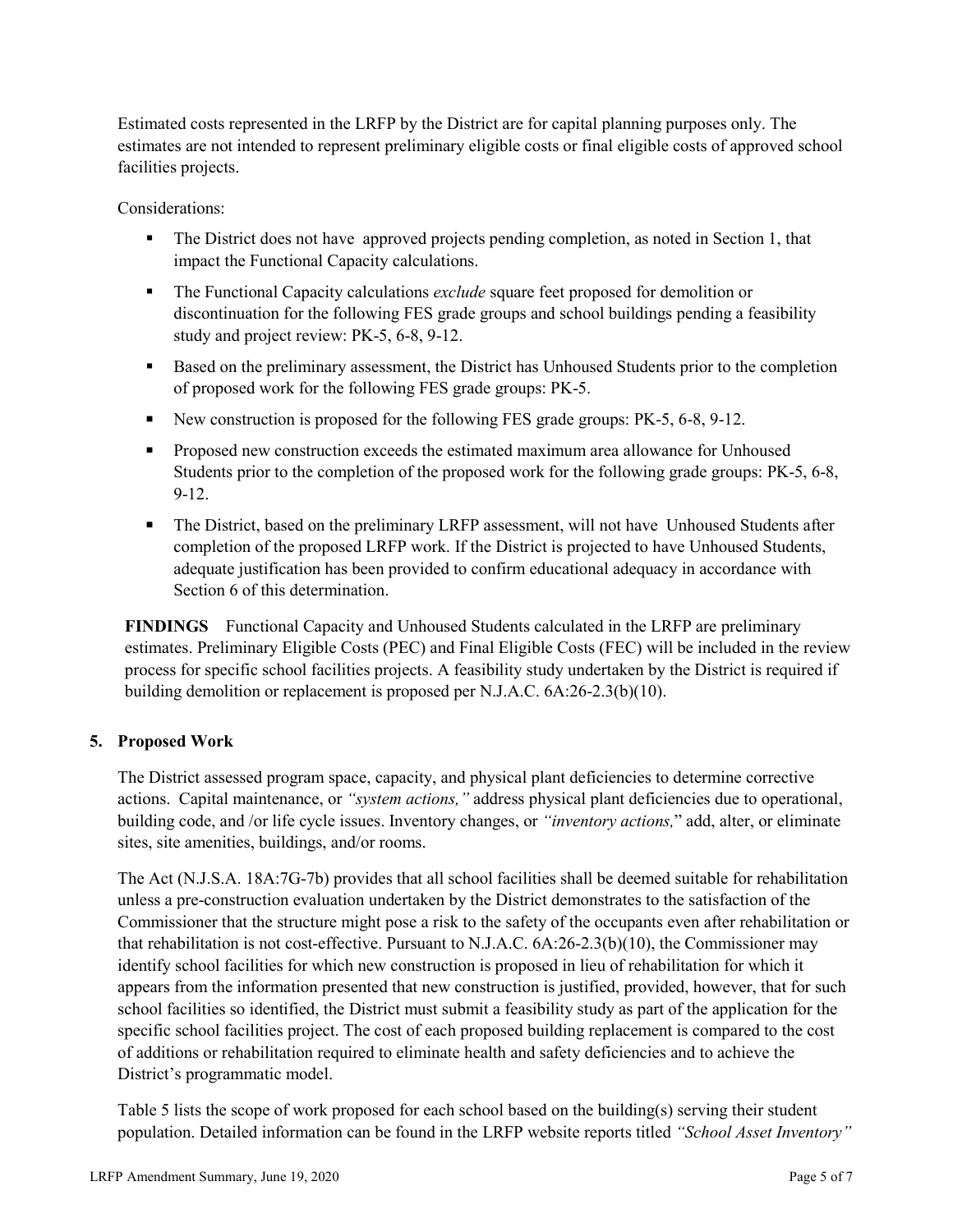Estimated costs represented in the LRFP by the District are for capital planning purposes only. The estimates are not intended to represent preliminary eligible costs or final eligible costs of approved school facilities projects.

Considerations:

- The District does not have approved projects pending completion, as noted in Section 1, that impact the Functional Capacity calculations.
- The Functional Capacity calculations *exclude* square feet proposed for demolition or discontinuation for the following FES grade groups and school buildings pending a feasibility study and project review: PK-5, 6-8, 9-12.
- Based on the preliminary assessment, the District has Unhoused Students prior to the completion of proposed work for the following FES grade groups: PK-5.
- New construction is proposed for the following FES grade groups: PK-5, 6-8, 9-12.
- Proposed new construction exceeds the estimated maximum area allowance for Unhoused Students prior to the completion of the proposed work for the following grade groups: PK-5, 6-8, 9-12.
- The District, based on the preliminary LRFP assessment, will not have Unhoused Students after completion of the proposed LRFP work. If the District is projected to have Unhoused Students, adequate justification has been provided to confirm educational adequacy in accordance with Section 6 of this determination.

**FINDINGS** Functional Capacity and Unhoused Students calculated in the LRFP are preliminary estimates. Preliminary Eligible Costs (PEC) and Final Eligible Costs (FEC) will be included in the review process for specific school facilities projects. A feasibility study undertaken by the District is required if building demolition or replacement is proposed per N.J.A.C. 6A:26-2.3(b)(10).

## 5. Proposed Work

The District assessed program space, capacity, and physical plant deficiencies to determine corrective actions. Capital maintenance, or *"system actions,"* address physical plant deficiencies due to operational, building code, and /or life cycle issues. Inventory changes, or *"inventory actions,"* add, alter, or eliminate sites, site amenities, buildings, and/or rooms.

The Act (N.J.S.A. 18A:7G-7b) provides that all school facilities shall be deemed suitable for rehabilitation unless a pre-construction evaluation undertaken by the District demonstrates to the satisfaction of the Commissioner that the structure might pose a risk to the safety of the occupants even after rehabilitation or that rehabilitation is not cost-effective. Pursuant to N.J.A.C. 6A:26-2.3(b)(10), the Commissioner may identify school facilities for which new construction is proposed in lieu of rehabilitation for which it appears from the information presented that new construction is justified, provided, however, that for such school facilities so identified, the District must submit a feasibility study as part of the application for the specific school facilities project. The cost of each proposed building replacement is compared to the cost of additions or rehabilitation required to eliminate health and safety deficiencies and to achieve the District's programmatic model.

Table 5 lists the scope of work proposed for each school based on the building(s) serving their student population. Detailed information can be found in the LRFP website reports titled *"School Asset Inventory"*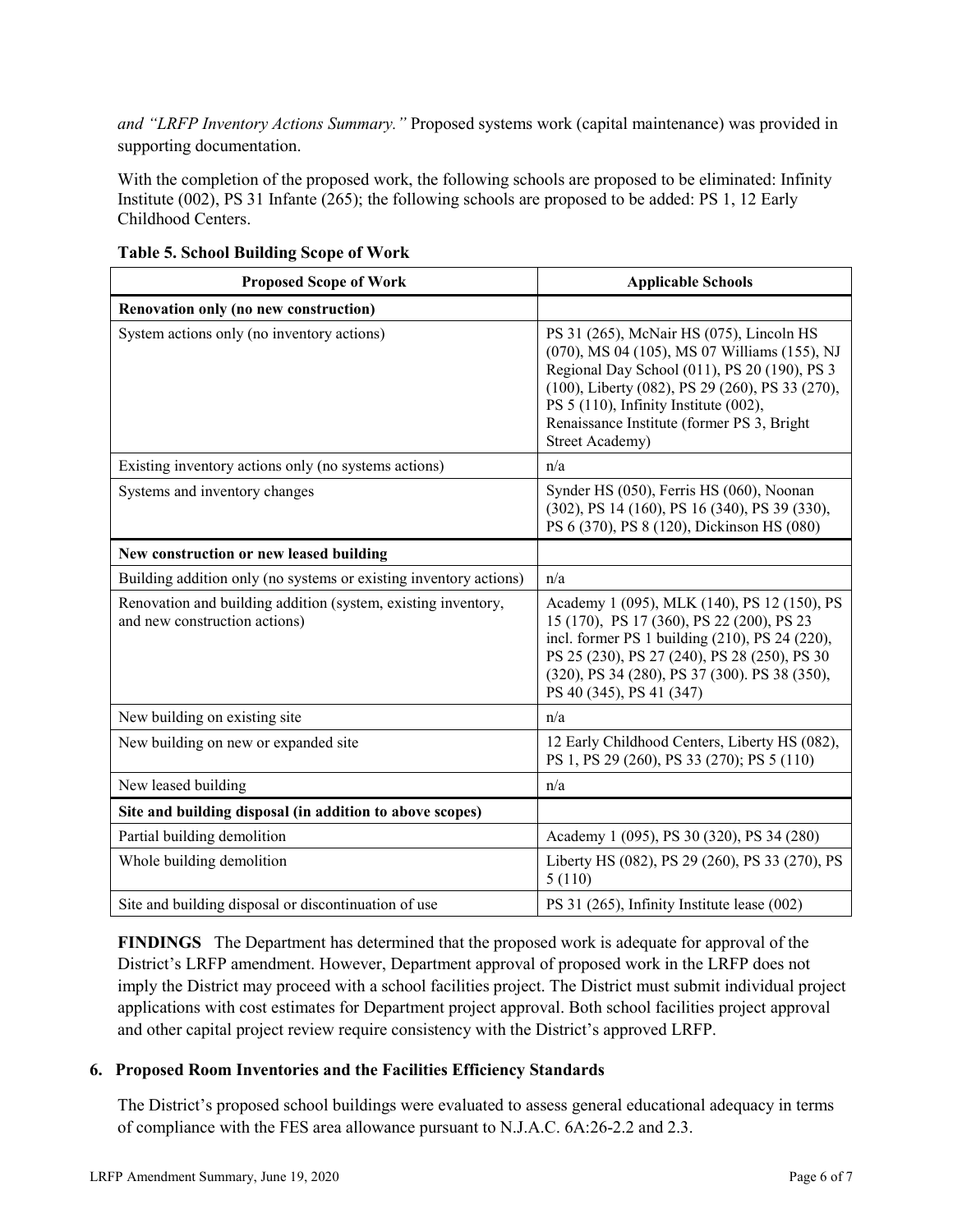*and "LRFP Inventory Actions Summary."* Proposed systems work (capital maintenance) was provided in supporting documentation.

With the completion of the proposed work, the following schools are proposed to be eliminated: Infinity Institute (002), PS 31 Infante (265); the following schools are proposed to be added: PS 1, 12 Early Childhood Centers.

**Table 5. School Building Scope of Work**

| Proposed Scope of Work | Applicable Schools |
| --- | --- |
| **Renovation only (no new construction)** | |
| System actions only (no inventory actions) | PS 31 (265), McNair HS (075), Lincoln HS (070), MS 04 (105), MS 07 Williams (155), NJ Regional Day School (011), PS 20 (190), PS 3 (100), Liberty (082), PS 29 (260), PS 33 (270), PS 5 (110), Infinity Institute (002), Renaissance Institute (former PS 3, Bright Street Academy) |
| Existing inventory actions only (no systems actions) | n/a |
| Systems and inventory changes | Synder HS (050), Ferris HS (060), Noonan (302), PS 14 (160), PS 16 (340), PS 39 (330), PS 6 (370), PS 8 (120), Dickinson HS (080) |
| **New construction or new leased building** | |
| Building addition only (no systems or existing inventory actions) | n/a |
| Renovation and building addition (system, existing inventory, and new construction actions) | Academy 1 (095), MLK (140), PS 12 (150), PS 15 (170), PS 17 (360), PS 22 (200), PS 23 incl. former PS 1 building (210), PS 24 (220), PS 25 (230), PS 27 (240), PS 28 (250), PS 30 (320), PS 34 (280), PS 37 (300). PS 38 (350), PS 40 (345), PS 41 (347) |
| New building on existing site | n/a |
| New building on new or expanded site | 12 Early Childhood Centers, Liberty HS (082), PS 1, PS 29 (260), PS 33 (270); PS 5 (110) |
| New leased building | n/a |
| **Site and building disposal (in addition to above scopes)** | |
| Partial building demolition | Academy 1 (095), PS 30 (320), PS 34 (280) |
| Whole building demolition | Liberty HS (082), PS 29 (260), PS 33 (270), PS 5 (110) |
| Site and building disposal or discontinuation of use | PS 31 (265), Infinity Institute lease (002) |

**FINDINGS** The Department has determined that the proposed work is adequate for approval of the District's LRFP amendment. However, Department approval of proposed work in the LRFP does not imply the District may proceed with a school facilities project. The District must submit individual project applications with cost estimates for Department project approval. Both school facilities project approval and other capital project review require consistency with the District's approved LRFP.

## 6. Proposed Room Inventories and the Facilities Efficiency Standards

The District's proposed school buildings were evaluated to assess general educational adequacy in terms of compliance with the FES area allowance pursuant to N.J.A.C. 6A:26-2.2 and 2.3.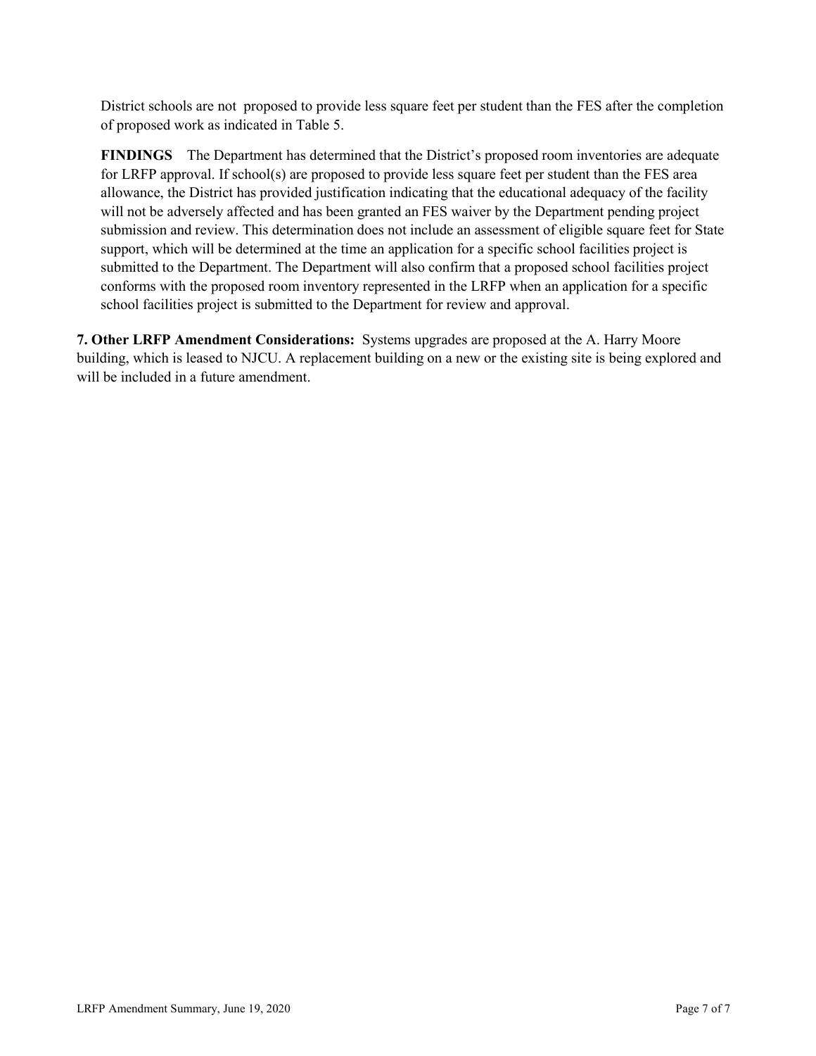District schools are not proposed to provide less square feet per student than the FES after the completion of proposed work as indicated in Table 5.

**FINDINGS** The Department has determined that the District's proposed room inventories are adequate for LRFP approval. If school(s) are proposed to provide less square feet per student than the FES area allowance, the District has provided justification indicating that the educational adequacy of the facility will not be adversely affected and has been granted an FES waiver by the Department pending project submission and review. This determination does not include an assessment of eligible square feet for State support, which will be determined at the time an application for a specific school facilities project is submitted to the Department. The Department will also confirm that a proposed school facilities project conforms with the proposed room inventory represented in the LRFP when an application for a specific school facilities project is submitted to the Department for review and approval.

**7. Other LRFP Amendment Considerations:** Systems upgrades are proposed at the A. Harry Moore building, which is leased to NJCU. A replacement building on a new or the existing site is being explored and will be included in a future amendment.